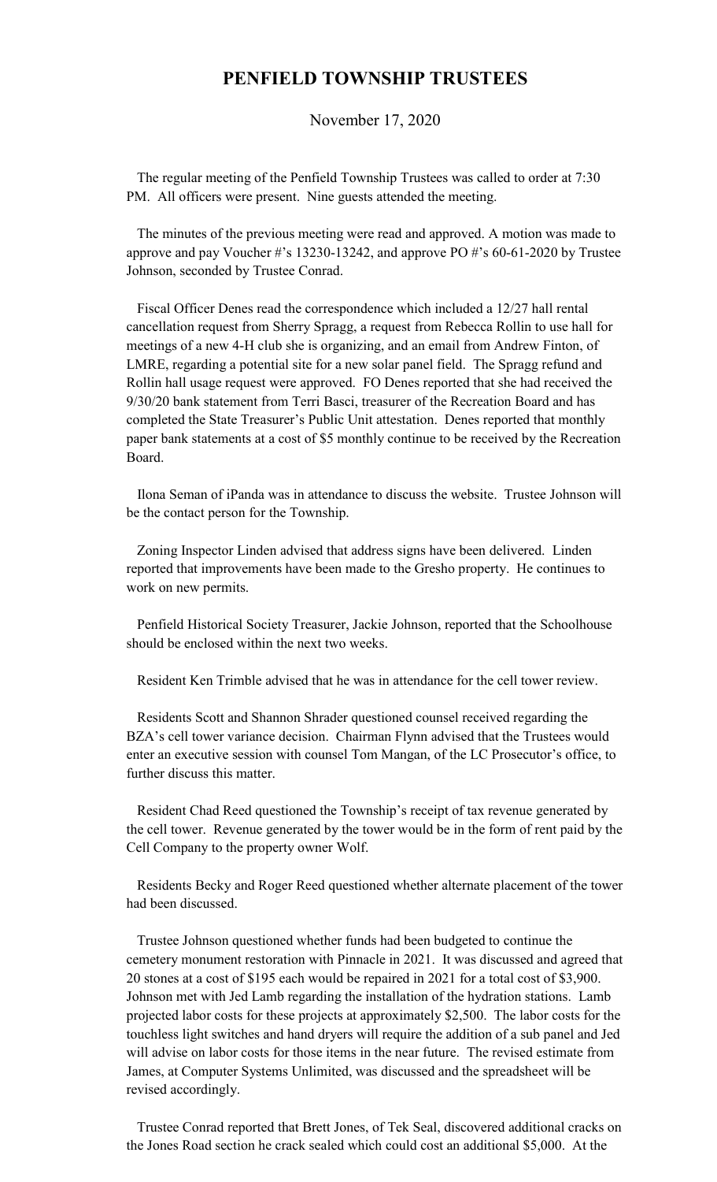# PENFIELD TOWNSHIP TRUSTEES

November 17, 2020

The regular meeting of the Penfield Township Trustees was called to order at 7:30 PM. All officers were present. Nine guests attended the meeting.

The minutes of the previous meeting were read and approved. A motion was made to approve and pay Voucher #'s 13230-13242, and approve PO #'s 60-61-2020 by Trustee Johnson, seconded by Trustee Conrad.

Fiscal Officer Denes read the correspondence which included a 12/27 hall rental cancellation request from Sherry Spragg, a request from Rebecca Rollin to use hall for meetings of a new 4-H club she is organizing, and an email from Andrew Finton, of LMRE, regarding a potential site for a new solar panel field. The Spragg refund and Rollin hall usage request were approved. FO Denes reported that she had received the 9/30/20 bank statement from Terri Basci, treasurer of the Recreation Board and has completed the State Treasurer's Public Unit attestation. Denes reported that monthly paper bank statements at a cost of $5 monthly continue to be received by the Recreation Board.

Ilona Seman of iPanda was in attendance to discuss the website. Trustee Johnson will be the contact person for the Township.

Zoning Inspector Linden advised that address signs have been delivered. Linden reported that improvements have been made to the Gresho property. He continues to work on new permits.

Penfield Historical Society Treasurer, Jackie Johnson, reported that the Schoolhouse should be enclosed within the next two weeks.

Resident Ken Trimble advised that he was in attendance for the cell tower review.

Residents Scott and Shannon Shrader questioned counsel received regarding the BZA's cell tower variance decision. Chairman Flynn advised that the Trustees would enter an executive session with counsel Tom Mangan, of the LC Prosecutor's office, to further discuss this matter.

Resident Chad Reed questioned the Township's receipt of tax revenue generated by the cell tower. Revenue generated by the tower would be in the form of rent paid by the Cell Company to the property owner Wolf.

Residents Becky and Roger Reed questioned whether alternate placement of the tower had been discussed.

Trustee Johnson questioned whether funds had been budgeted to continue the cemetery monument restoration with Pinnacle in 2021. It was discussed and agreed that 20 stones at a cost of $195 each would be repaired in 2021 for a total cost of $3,900. Johnson met with Jed Lamb regarding the installation of the hydration stations. Lamb projected labor costs for these projects at approximately $2,500. The labor costs for the touchless light switches and hand dryers will require the addition of a sub panel and Jed will advise on labor costs for those items in the near future. The revised estimate from James, at Computer Systems Unlimited, was discussed and the spreadsheet will be revised accordingly.

Trustee Conrad reported that Brett Jones, of Tek Seal, discovered additional cracks on the Jones Road section he crack sealed which could cost an additional $5,000. At the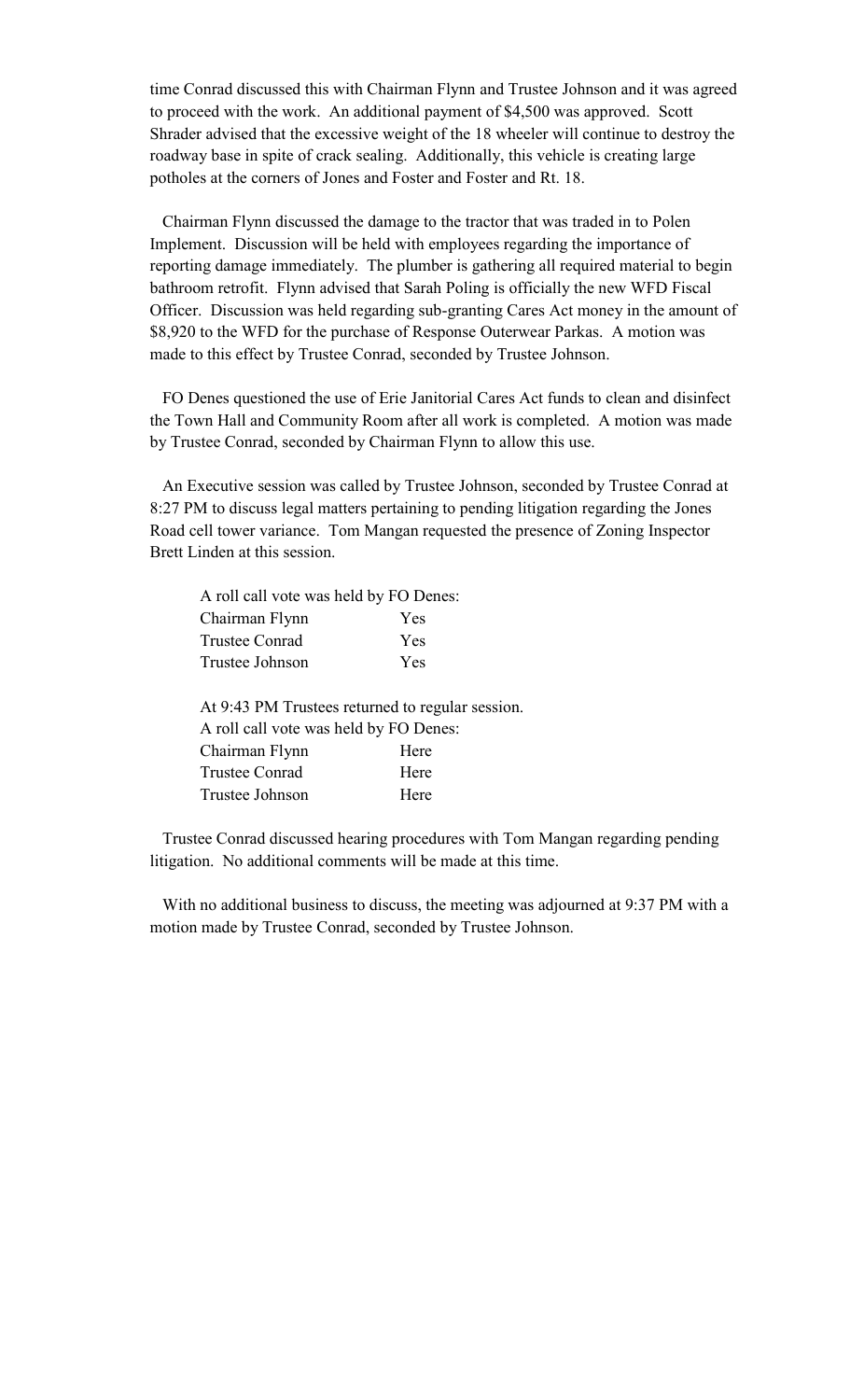time Conrad discussed this with Chairman Flynn and Trustee Johnson and it was agreed to proceed with the work. An additional payment of $4,500 was approved. Scott Shrader advised that the excessive weight of the 18 wheeler will continue to destroy the roadway base in spite of crack sealing. Additionally, this vehicle is creating large potholes at the corners of Jones and Foster and Foster and Rt. 18.

Chairman Flynn discussed the damage to the tractor that was traded in to Polen Implement. Discussion will be held with employees regarding the importance of reporting damage immediately. The plumber is gathering all required material to begin bathroom retrofit. Flynn advised that Sarah Poling is officially the new WFD Fiscal Officer. Discussion was held regarding sub-granting Cares Act money in the amount of $8,920 to the WFD for the purchase of Response Outerwear Parkas. A motion was made to this effect by Trustee Conrad, seconded by Trustee Johnson.

FO Denes questioned the use of Erie Janitorial Cares Act funds to clean and disinfect the Town Hall and Community Room after all work is completed. A motion was made by Trustee Conrad, seconded by Chairman Flynn to allow this use.

An Executive session was called by Trustee Johnson, seconded by Trustee Conrad at 8:27 PM to discuss legal matters pertaining to pending litigation regarding the Jones Road cell tower variance. Tom Mangan requested the presence of Zoning Inspector Brett Linden at this session.

A roll call vote was held by FO Denes:

| | |
|---|---|
| Chairman Flynn | Yes |
| Trustee Conrad | Yes |
| Trustee Johnson | Yes |

At 9:43 PM Trustees returned to regular session.
A roll call vote was held by FO Denes:

| | |
|---|---|
| Chairman Flynn | Here |
| Trustee Conrad | Here |
| Trustee Johnson | Here |

Trustee Conrad discussed hearing procedures with Tom Mangan regarding pending litigation. No additional comments will be made at this time.

With no additional business to discuss, the meeting was adjourned at 9:37 PM with a motion made by Trustee Conrad, seconded by Trustee Johnson.